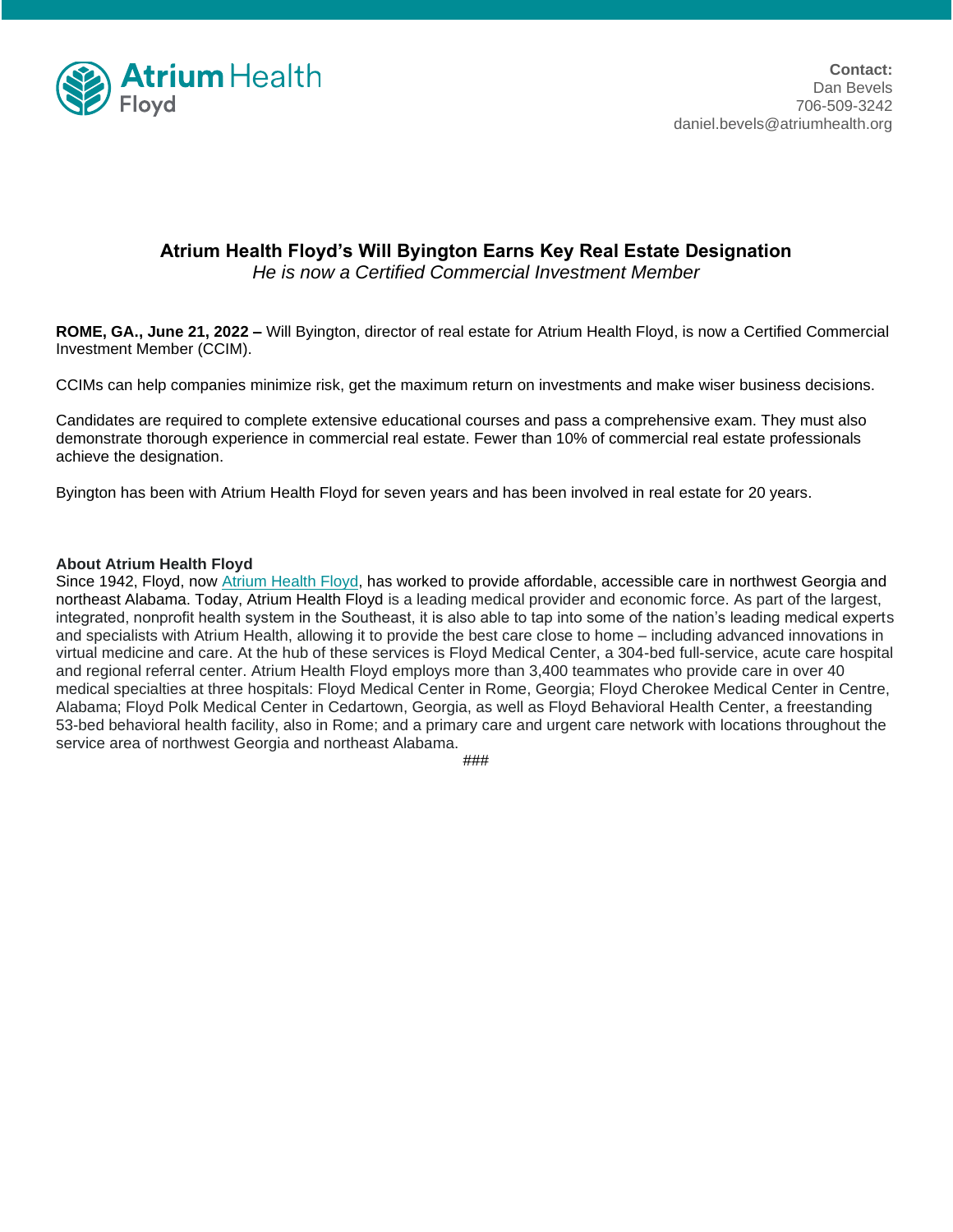**Contact:**
Dan Bevels
706-509-3242
daniel.bevels@atriumhealth.org

# Atrium Health Floyd's Will Byington Earns Key Real Estate Designation

*He is now a Certified Commercial Investment Member*

**ROME, GA., June 21, 2022 –** Will Byington, director of real estate for Atrium Health Floyd, is now a Certified Commercial Investment Member (CCIM).

CCIMs can help companies minimize risk, get the maximum return on investments and make wiser business decisions.

Candidates are required to complete extensive educational courses and pass a comprehensive exam. They must also demonstrate thorough experience in commercial real estate. Fewer than 10% of commercial real estate professionals achieve the designation.

Byington has been with Atrium Health Floyd for seven years and has been involved in real estate for 20 years.

**About Atrium Health Floyd**

Since 1942, Floyd, now Atrium Health Floyd, has worked to provide affordable, accessible care in northwest Georgia and northeast Alabama. Today, Atrium Health Floyd is a leading medical provider and economic force. As part of the largest, integrated, nonprofit health system in the Southeast, it is also able to tap into some of the nation's leading medical experts and specialists with Atrium Health, allowing it to provide the best care close to home – including advanced innovations in virtual medicine and care. At the hub of these services is Floyd Medical Center, a 304-bed full-service, acute care hospital and regional referral center. Atrium Health Floyd employs more than 3,400 teammates who provide care in over 40 medical specialties at three hospitals: Floyd Medical Center in Rome, Georgia; Floyd Cherokee Medical Center in Centre, Alabama; Floyd Polk Medical Center in Cedartown, Georgia, as well as Floyd Behavioral Health Center, a freestanding 53-bed behavioral health facility, also in Rome; and a primary care and urgent care network with locations throughout the service area of northwest Georgia and northeast Alabama.

###